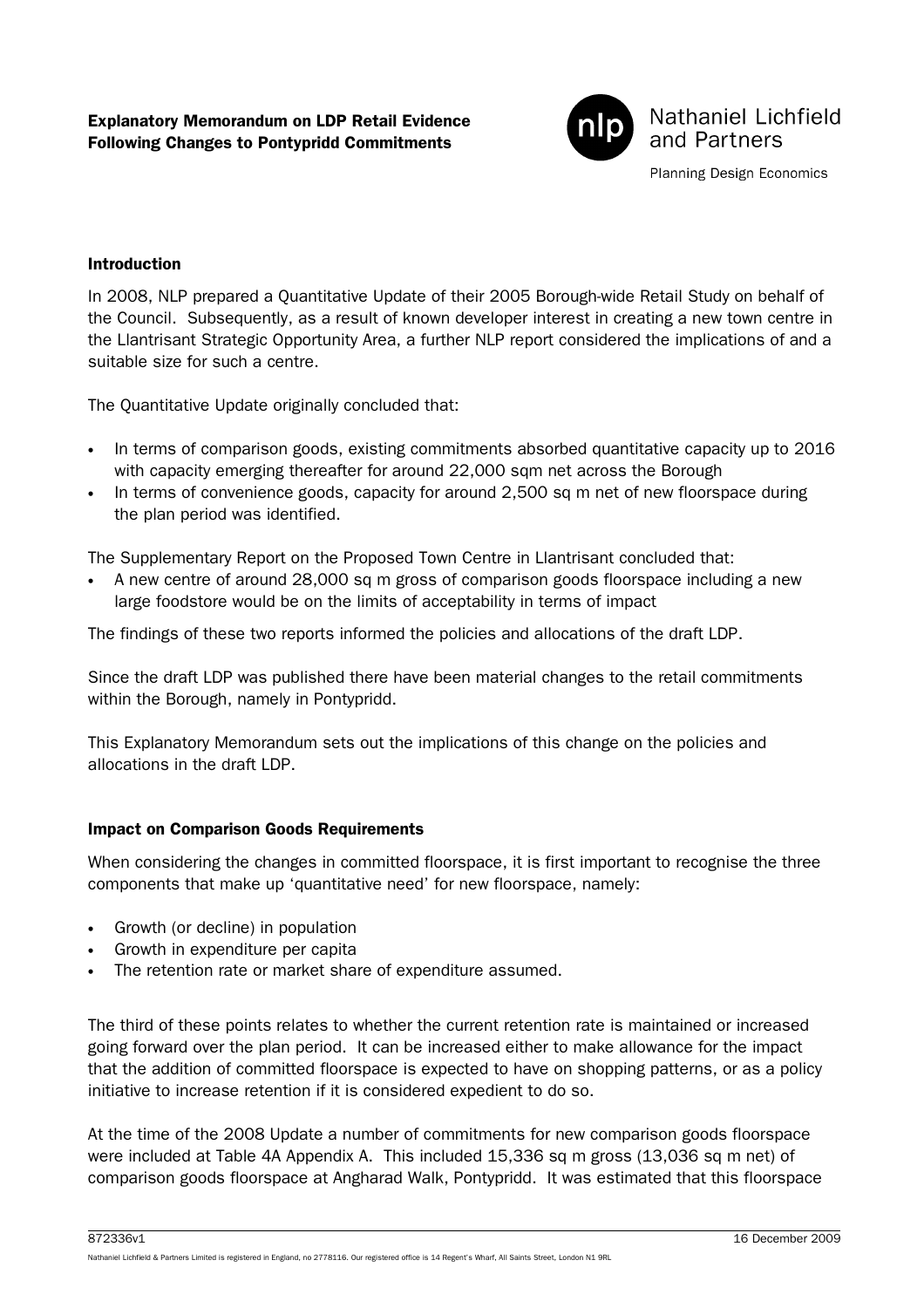# Explanatory Memorandum on LDP Retail Evidence Following Changes to Pontypridd Commitments

## Introduction

In 2008, NLP prepared a Quantitative Update of their 2005 Borough-wide Retail Study on behalf of the Council. Subsequently, as a result of known developer interest in creating a new town centre in the Llantrisant Strategic Opportunity Area, a further NLP report considered the implications of and a suitable size for such a centre.

The Quantitative Update originally concluded that:

- In terms of comparison goods, existing commitments absorbed quantitative capacity up to 2016 with capacity emerging thereafter for around 22,000 sqm net across the Borough
- In terms of convenience goods, capacity for around 2,500 sq m net of new floorspace during the plan period was identified.

The Supplementary Report on the Proposed Town Centre in Llantrisant concluded that:

- A new centre of around 28,000 sq m gross of comparison goods floorspace including a new large foodstore would be on the limits of acceptability in terms of impact

The findings of these two reports informed the policies and allocations of the draft LDP.

Since the draft LDP was published there have been material changes to the retail commitments within the Borough, namely in Pontypridd.

This Explanatory Memorandum sets out the implications of this change on the policies and allocations in the draft LDP.

## Impact on Comparison Goods Requirements

When considering the changes in committed floorspace, it is first important to recognise the three components that make up 'quantitative need' for new floorspace, namely:

- Growth (or decline) in population
- Growth in expenditure per capita
- The retention rate or market share of expenditure assumed.

The third of these points relates to whether the current retention rate is maintained or increased going forward over the plan period. It can be increased either to make allowance for the impact that the addition of committed floorspace is expected to have on shopping patterns, or as a policy initiative to increase retention if it is considered expedient to do so.

At the time of the 2008 Update a number of commitments for new comparison goods floorspace were included at Table 4A Appendix A. This included 15,336 sq m gross (13,036 sq m net) of comparison goods floorspace at Angharad Walk, Pontypridd. It was estimated that this floorspace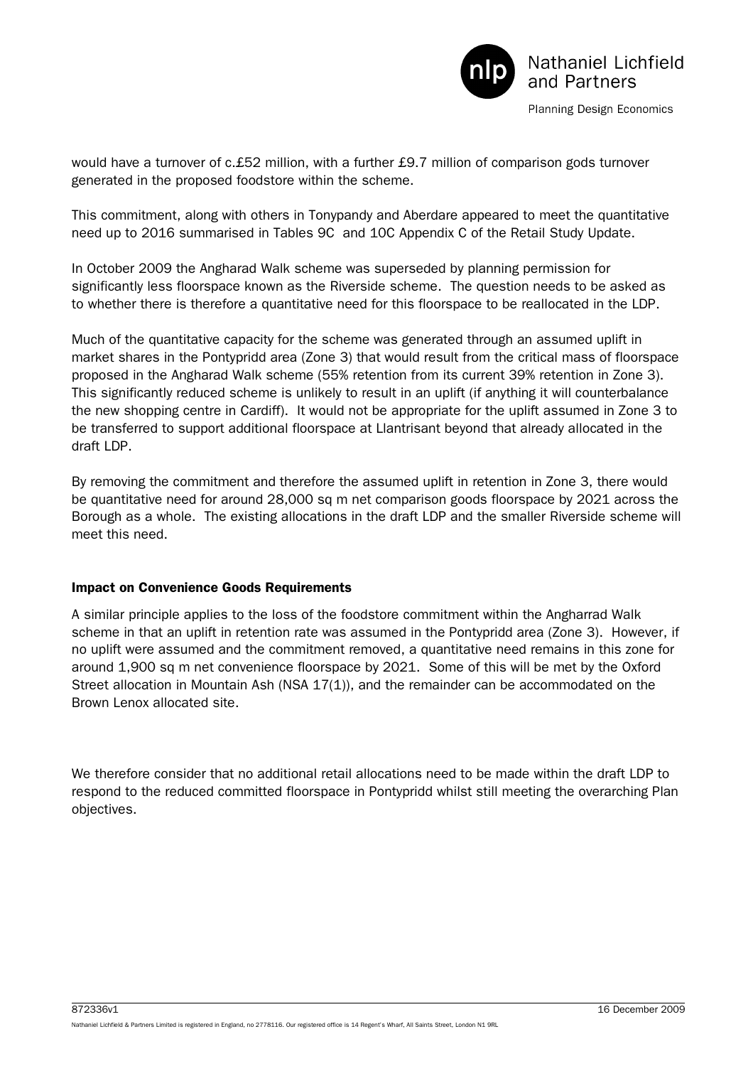would have a turnover of c.£52 million, with a further £9.7 million of comparison gods turnover generated in the proposed foodstore within the scheme.

This commitment, along with others in Tonypandy and Aberdare appeared to meet the quantitative need up to 2016 summarised in Tables 9C and 10C Appendix C of the Retail Study Update.

In October 2009 the Angharad Walk scheme was superseded by planning permission for significantly less floorspace known as the Riverside scheme. The question needs to be asked as to whether there is therefore a quantitative need for this floorspace to be reallocated in the LDP.

Much of the quantitative capacity for the scheme was generated through an assumed uplift in market shares in the Pontypridd area (Zone 3) that would result from the critical mass of floorspace proposed in the Angharad Walk scheme (55% retention from its current 39% retention in Zone 3). This significantly reduced scheme is unlikely to result in an uplift (if anything it will counterbalance the new shopping centre in Cardiff). It would not be appropriate for the uplift assumed in Zone 3 to be transferred to support additional floorspace at Llantrisant beyond that already allocated in the draft LDP.

By removing the commitment and therefore the assumed uplift in retention in Zone 3, there would be quantitative need for around 28,000 sq m net comparison goods floorspace by 2021 across the Borough as a whole. The existing allocations in the draft LDP and the smaller Riverside scheme will meet this need.

### Impact on Convenience Goods Requirements

A similar principle applies to the loss of the foodstore commitment within the Angharrad Walk scheme in that an uplift in retention rate was assumed in the Pontypridd area (Zone 3). However, if no uplift were assumed and the commitment removed, a quantitative need remains in this zone for around 1,900 sq m net convenience floorspace by 2021. Some of this will be met by the Oxford Street allocation in Mountain Ash (NSA 17(1)), and the remainder can be accommodated on the Brown Lenox allocated site.

We therefore consider that no additional retail allocations need to be made within the draft LDP to respond to the reduced committed floorspace in Pontypridd whilst still meeting the overarching Plan objectives.